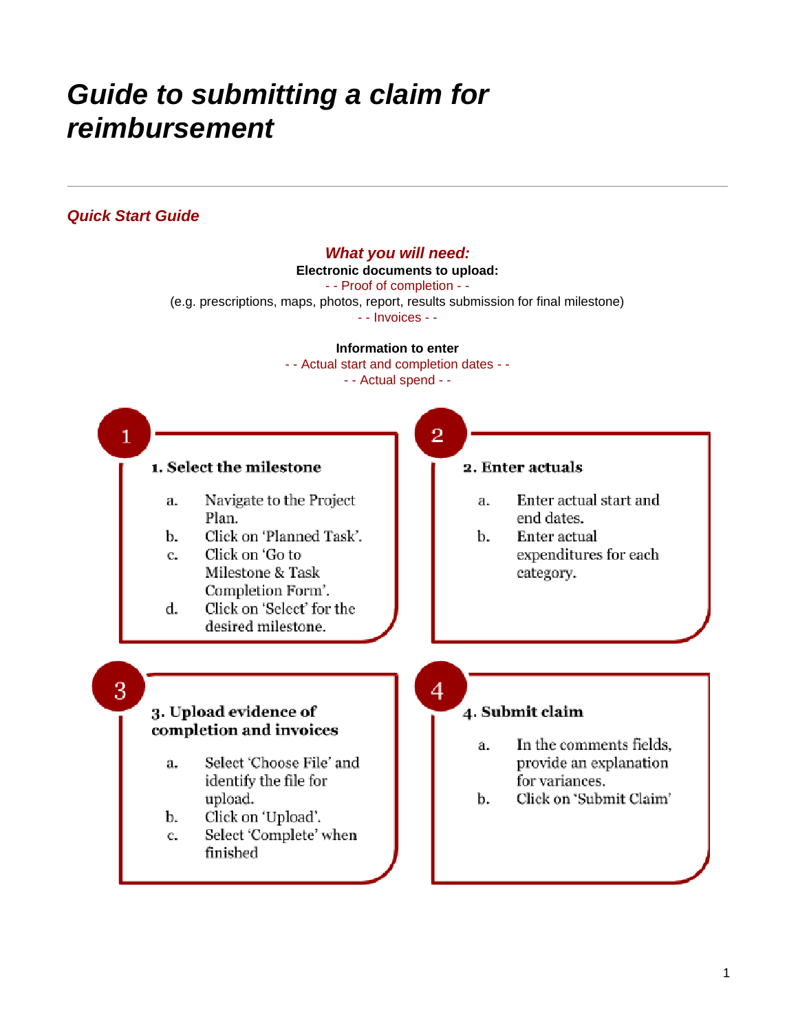# *Guide to submitting a claim for reimbursement*

---

## *Quick Start Guide*

### *What you will need:*

**Electronic documents to upload:**

- - Proof of completion - -

(e.g. prescriptions, maps, photos, report, results submission for final milestone)

- - Invoices - -

**Information to enter**

- - Actual start and completion dates - -

- - Actual spend - -

### 1. Select the milestone

a. Navigate to the Project Plan.
b. Click on 'Planned Task'.
c. Click on 'Go to Milestone & Task Completion Form'.
d. Click on 'Select' for the desired milestone.

### 2. Enter actuals

a. Enter actual start and end dates.
b. Enter actual expenditures for each category.

### 3. Upload evidence of completion and invoices

a. Select 'Choose File' and identify the file for upload.
b. Click on 'Upload'.
c. Select 'Complete' when finished

### 4. Submit claim

a. In the comments fields, provide an explanation for variances.
b. Click on 'Submit Claim'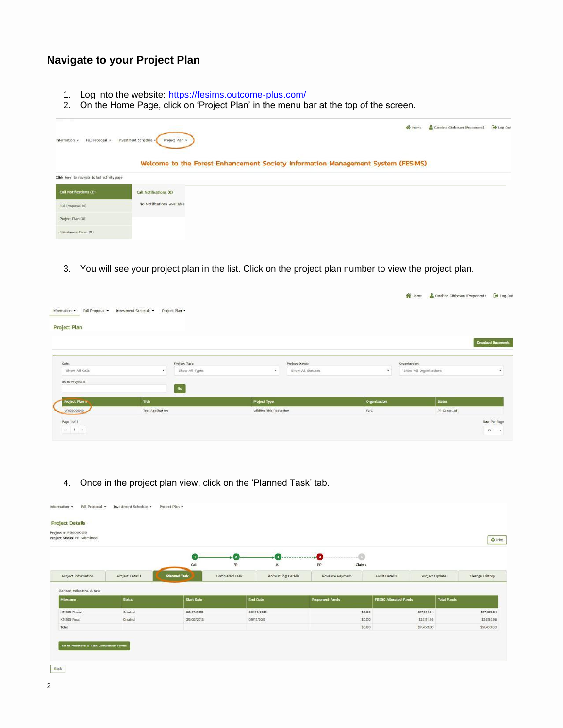## Navigate to your Project Plan

1. Log into the website: https://fesims.outcome-plus.com/
2. On the Home Page, click on 'Project Plan' in the menu bar at the top of the screen.

3. You will see your project plan in the list. Click on the project plan number to view the project plan.

4. Once in the project plan view, click on the 'Planned Task' tab.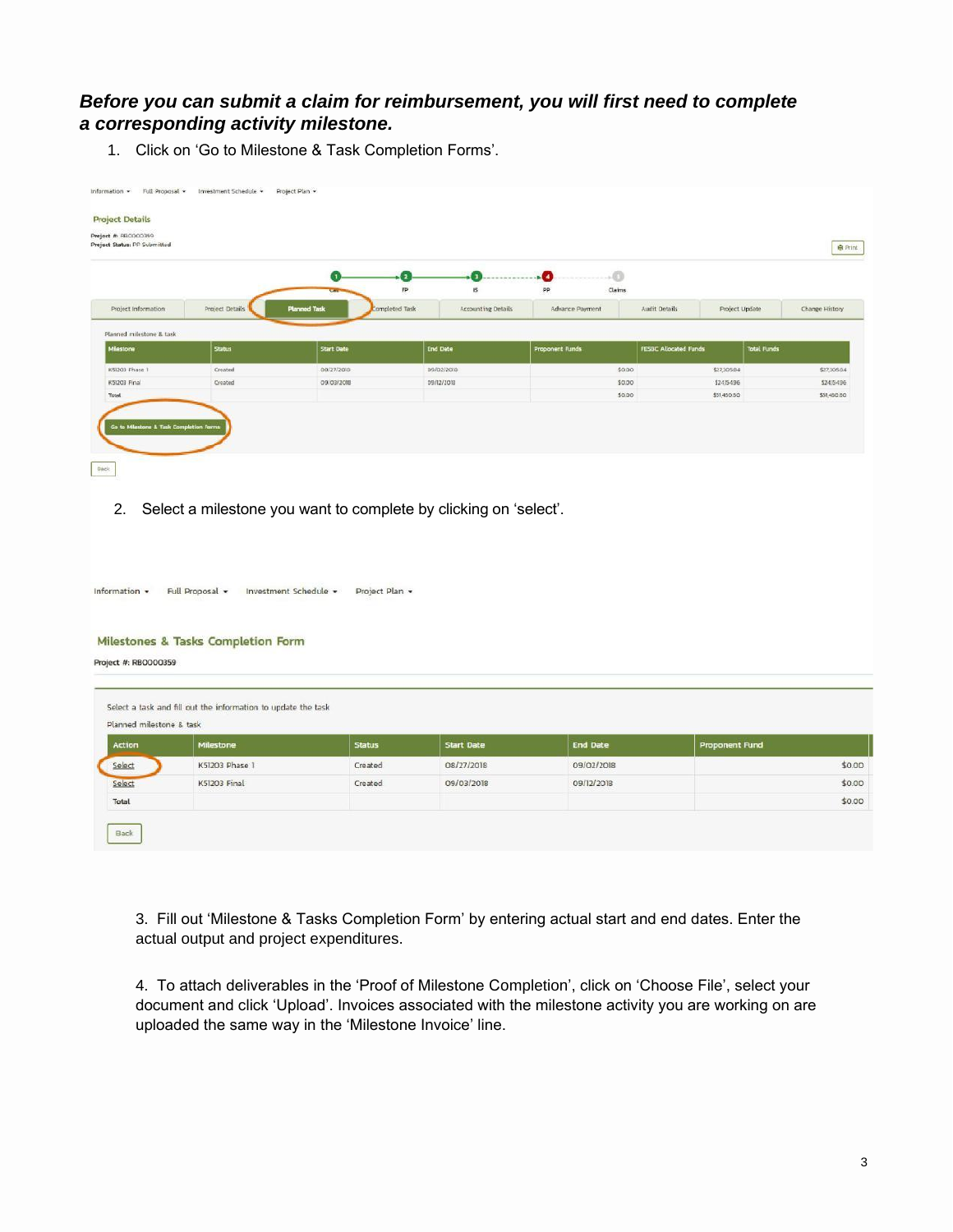***Before you can submit a claim for reimbursement, you will first need to complete a corresponding activity milestone.***

1. Click on ‘Go to Milestone & Task Completion Forms’.

Information ▾ Full Proposal ▾ Investment Schedule ▾ Project Plan ▾

**Project Details**

Project #: RB0000359
Project Status: PP Submitted

Print

CoI — FP — IS — PP — Claims

Project Information | Project Details | Planned Task | Completed Task | Accounting Details | Advance Payment | Audit Details | Project Update | Change History

Planned milestone & task

| Milestone | Status | Start Date | End Date | Proponent Funds | FESBC Allocated Funds | Total Funds |
|---|---|---|---|---|---|---|
| K51203 Phase 1 | Created | 08/27/2018 | 09/02/2018 | $0.00 | $27,305.84 | $27,305.84 |
| K51203 Final | Created | 09/03/2018 | 09/12/2018 | $0.00 | $24,154.96 | $24,154.96 |
| Total | | | | $0.00 | $51,460.80 | $51,460.80 |

Go to Milestone & Task Completion Forms

Back

2. Select a milestone you want to complete by clicking on ‘select’.

Information ▾ Full Proposal ▾ Investment Schedule ▾ Project Plan ▾

**Milestones & Tasks Completion Form**

Project #: RB0000359

Select a task and fill out the information to update the task

Planned milestone & task

| Action | Milestone | Status | Start Date | End Date | Proponent Fund |
|---|---|---|---|---|---|
| Select | K51203 Phase 1 | Created | 08/27/2018 | 09/02/2018 | $0.00 |
| Select | K51203 Final | Created | 09/03/2018 | 09/12/2018 | $0.00 |
| Total | | | | | $0.00 |

Back

3. Fill out ‘Milestone & Tasks Completion Form’ by entering actual start and end dates. Enter the actual output and project expenditures.

4. To attach deliverables in the ‘Proof of Milestone Completion’, click on ‘Choose File’, select your document and click ‘Upload’. Invoices associated with the milestone activity you are working on are uploaded the same way in the ‘Milestone Invoice’ line.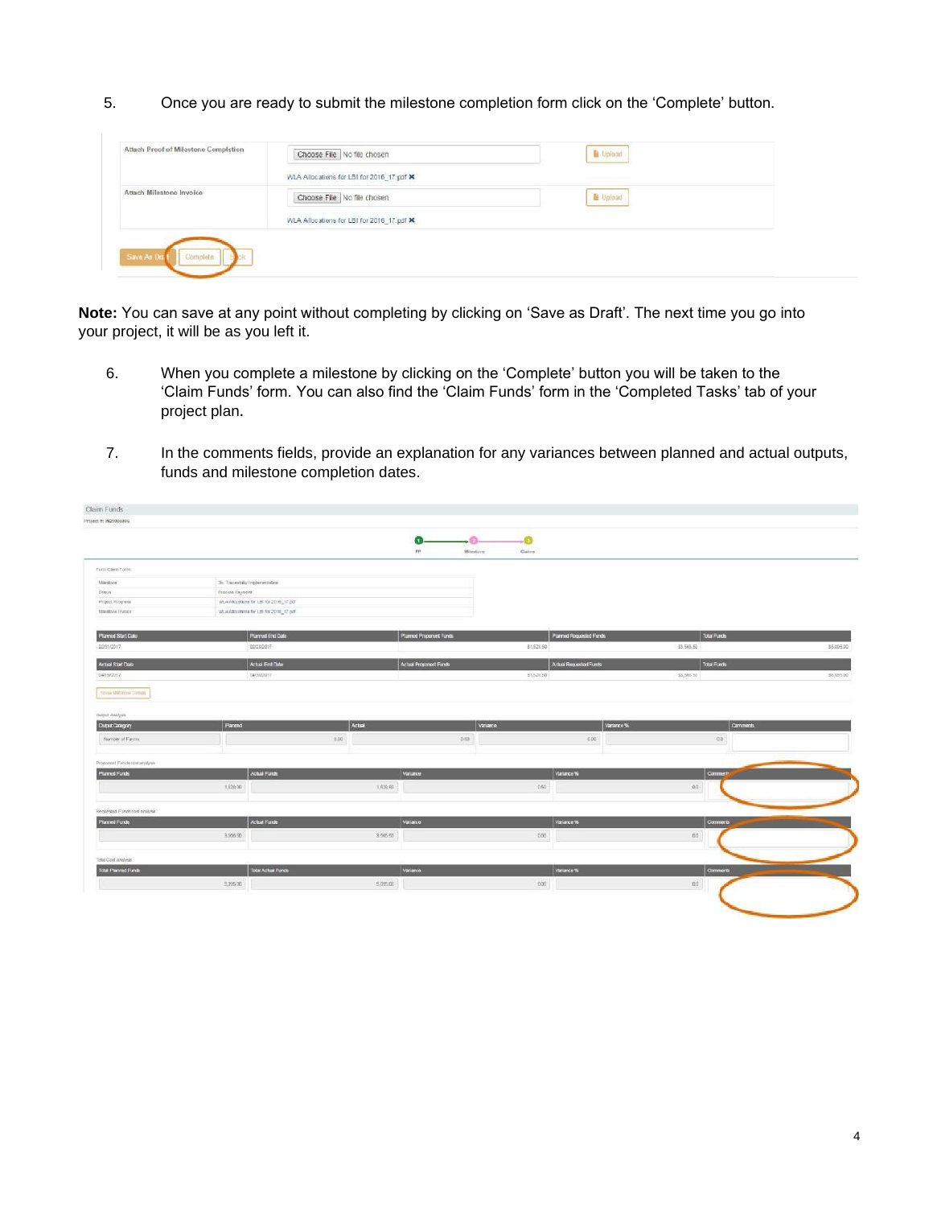5. Once you are ready to submit the milestone completion form click on the 'Complete' button.

**Note:** You can save at any point without completing by clicking on 'Save as Draft'. The next time you go into your project, it will be as you left it.

6. When you complete a milestone by clicking on the 'Complete' button you will be taken to the 'Claim Funds' form. You can also find the 'Claim Funds' form in the 'Completed Tasks' tab of your project plan.

7. In the comments fields, provide an explanation for any variances between planned and actual outputs, funds and milestone completion dates.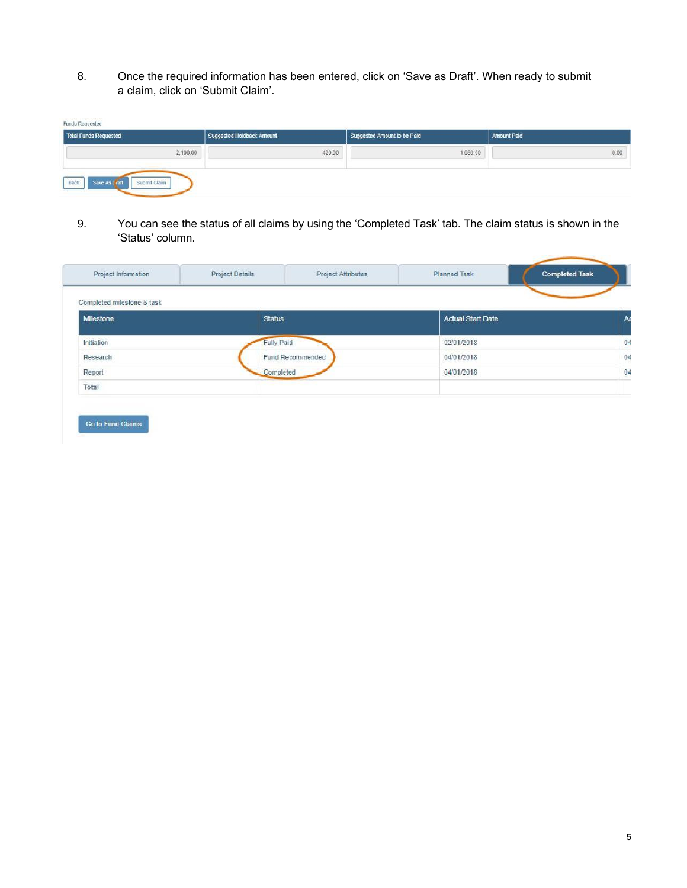8. Once the required information has been entered, click on 'Save as Draft'. When ready to submit a claim, click on 'Submit Claim'.

Funds Requested

| Total Funds Requested | Suggested Holdback Amount | Suggested Amount to be Paid | Amount Paid |
|---|---|---|---|
| 2,100.00 | 420.00 | 1,680.00 | 0.00 |

Back | Save As Draft | Submit Claim

9. You can see the status of all claims by using the 'Completed Task' tab. The claim status is shown in the 'Status' column.

Project Information | Project Details | Project Attributes | Planned Task | Completed Task

Completed milestone & task

| Milestone | Status | Actual Start Date | Ac |
|---|---|---|---|
| Initiation | Fully Paid | 02/01/2018 | 04 |
| Research | Fund Recommended | 04/01/2018 | 04 |
| Report | Completed | 04/01/2018 | 04 |
| Total | | | |

Go to Fund Claims